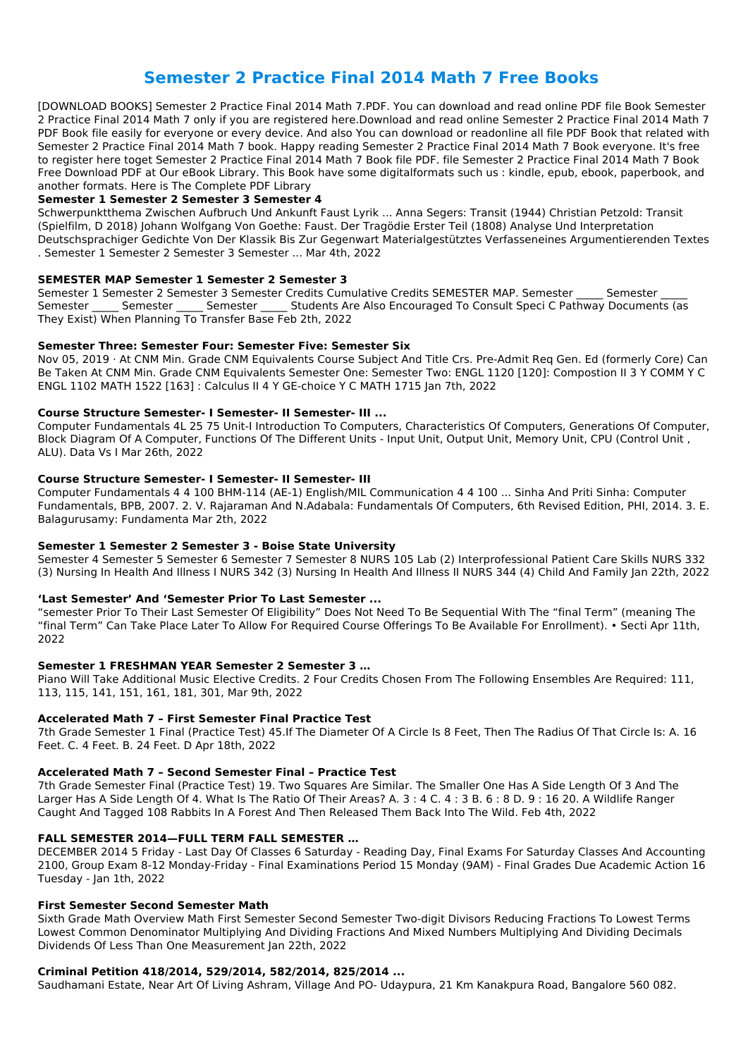# Semester 2 Practice Final 2014 Math 7 Free Books

[DOWNLOAD BOOKS] Semester 2 Practice Final 2014 Math 7.PDF. You can download and read online PDF file Book Semester 2 Practice Final 2014 Math 7 only if you are registered here.Download and read online Semester 2 Practice Final 2014 Math 7 PDF Book file easily for everyone or every device. And also You can download or readonline all file PDF Book that related with Semester 2 Practice Final 2014 Math 7 book. Happy reading Semester 2 Practice Final 2014 Math 7 Book everyone. It's free to register here toget Semester 2 Practice Final 2014 Math 7 Book file PDF. file Semester 2 Practice Final 2014 Math 7 Book Free Download PDF at Our eBook Library. This Book have some digitalformats such us : kindle, epub, ebook, paperbook, and another formats. Here is The Complete PDF Library

### Semester 1 Semester 2 Semester 3 Semester 4

Schwerpunktthema Zwischen Aufbruch Und Ankunft Faust Lyrik ... Anna Segers: Transit (1944) Christian Petzold: Transit (Spielfilm, D 2018) Johann Wolfgang Von Goethe: Faust. Der Tragödie Erster Teil (1808) Analyse Und Interpretation Deutschsprachiger Gedichte Von Der Klassik Bis Zur Gegenwart Materialgestütztes Verfasseneines Argumentierenden Textes . Semester 1 Semester 2 Semester 3 Semester ... Mar 4th, 2022

### SEMESTER MAP Semester 1 Semester 2 Semester 3

Semester 1 Semester 2 Semester 3 Semester Credits Cumulative Credits SEMESTER MAP. Semester _____ Semester _____ Semester _____ Semester _____ Semester _____ Students Are Also Encouraged To Consult Speci C Pathway Documents (as They Exist) When Planning To Transfer Base Feb 2th, 2022

### Semester Three: Semester Four: Semester Five: Semester Six

Nov 05, 2019 · At CNM Min. Grade CNM Equivalents Course Subject And Title Crs. Pre-Admit Req Gen. Ed (formerly Core) Can Be Taken At CNM Min. Grade CNM Equivalents Semester One: Semester Two: ENGL 1120 [120]: Compostion II 3 Y COMM Y C ENGL 1102 MATH 1522 [163] : Calculus II 4 Y GE-choice Y C MATH 1715 Jan 7th, 2022

### Course Structure Semester- I Semester- II Semester- III ...

Computer Fundamentals 4L 25 75 Unit-I Introduction To Computers, Characteristics Of Computers, Generations Of Computer, Block Diagram Of A Computer, Functions Of The Different Units - Input Unit, Output Unit, Memory Unit, CPU (Control Unit , ALU). Data Vs I Mar 26th, 2022

### Course Structure Semester- I Semester- II Semester- III

Computer Fundamentals 4 4 100 BHM-114 (AE-1) English/MIL Communication 4 4 100 ... Sinha And Priti Sinha: Computer Fundamentals, BPB, 2007. 2. V. Rajaraman And N.Adabala: Fundamentals Of Computers, 6th Revised Edition, PHI, 2014. 3. E. Balagurusamy: Fundamenta Mar 2th, 2022

### Semester 1 Semester 2 Semester 3 - Boise State University

Semester 4 Semester 5 Semester 6 Semester 7 Semester 8 NURS 105 Lab (2) Interprofessional Patient Care Skills NURS 332 (3) Nursing In Health And Illness I NURS 342 (3) Nursing In Health And Illness II NURS 344 (4) Child And Family Jan 22th, 2022

### 'Last Semester' And 'Semester Prior To Last Semester ...

"semester Prior To Their Last Semester Of Eligibility" Does Not Need To Be Sequential With The "final Term" (meaning The "final Term" Can Take Place Later To Allow For Required Course Offerings To Be Available For Enrollment). • Secti Apr 11th, 2022

### Semester 1 FRESHMAN YEAR Semester 2 Semester 3 …

Piano Will Take Additional Music Elective Credits. 2 Four Credits Chosen From The Following Ensembles Are Required: 111, 113, 115, 141, 151, 161, 181, 301, Mar 9th, 2022

### Accelerated Math 7 – First Semester Final Practice Test

7th Grade Semester 1 Final (Practice Test) 45.If The Diameter Of A Circle Is 8 Feet, Then The Radius Of That Circle Is: A. 16 Feet. C. 4 Feet. B. 24 Feet. D Apr 18th, 2022

### Accelerated Math 7 – Second Semester Final – Practice Test

7th Grade Semester Final (Practice Test) 19. Two Squares Are Similar. The Smaller One Has A Side Length Of 3 And The Larger Has A Side Length Of 4. What Is The Ratio Of Their Areas? A. 3 : 4 C. 4 : 3 B. 6 : 8 D. 9 : 16 20. A Wildlife Ranger Caught And Tagged 108 Rabbits In A Forest And Then Released Them Back Into The Wild. Feb 4th, 2022

### FALL SEMESTER 2014—FULL TERM FALL SEMESTER …

DECEMBER 2014 5 Friday - Last Day Of Classes 6 Saturday - Reading Day, Final Exams For Saturday Classes And Accounting 2100, Group Exam 8-12 Monday-Friday - Final Examinations Period 15 Monday (9AM) - Final Grades Due Academic Action 16 Tuesday - Jan 1th, 2022

### First Semester Second Semester Math

Sixth Grade Math Overview Math First Semester Second Semester Two-digit Divisors Reducing Fractions To Lowest Terms Lowest Common Denominator Multiplying And Dividing Fractions And Mixed Numbers Multiplying And Dividing Decimals Dividends Of Less Than One Measurement Jan 22th, 2022

### Criminal Petition 418/2014, 529/2014, 582/2014, 825/2014 ...

Saudhamani Estate, Near Art Of Living Ashram, Village And PO- Udaypura, 21 Km Kanakpura Road, Bangalore 560 082.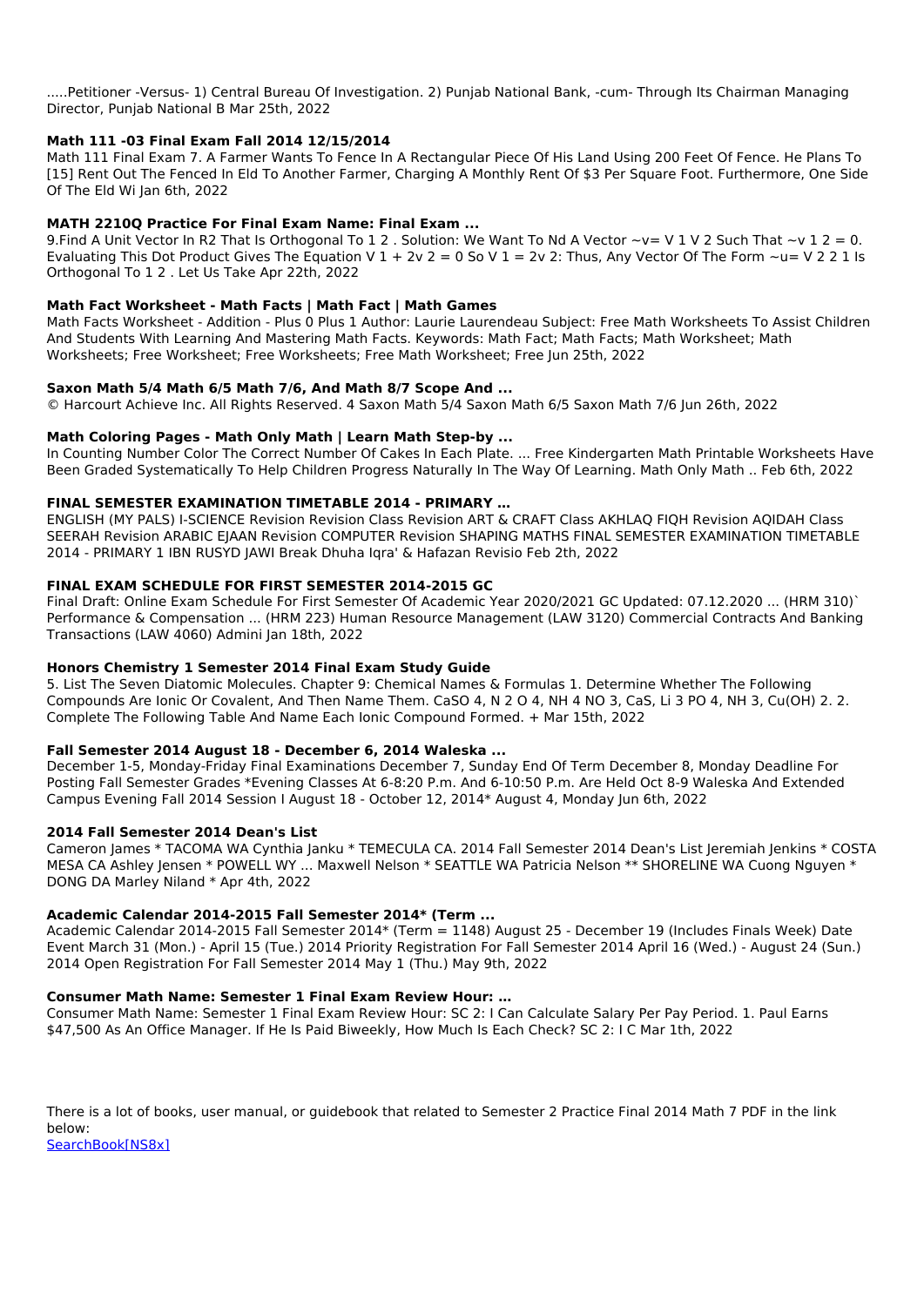.....Petitioner -Versus- 1) Central Bureau Of Investigation. 2) Punjab National Bank, -cum- Through Its Chairman Managing Director, Punjab National B Mar 25th, 2022

### Math 111 -03 Final Exam Fall 2014 12/15/2014

Math 111 Final Exam 7. A Farmer Wants To Fence In A Rectangular Piece Of His Land Using 200 Feet Of Fence. He Plans To [15] Rent Out The Fenced In Eld To Another Farmer, Charging A Monthly Rent Of $3 Per Square Foot. Furthermore, One Side Of The Eld Wi Jan 6th, 2022

### MATH 2210Q Practice For Final Exam Name: Final Exam ...

9.Find A Unit Vector In R2 That Is Orthogonal To 1 2 . Solution: We Want To Nd A Vector ~v= V 1 V 2 Such That ~v 1 2 = 0. Evaluating This Dot Product Gives The Equation V 1 + 2v 2 = 0 So V 1 = 2v 2: Thus, Any Vector Of The Form ~u= V 2 2 1 Is Orthogonal To 1 2 . Let Us Take Apr 22th, 2022

### Math Fact Worksheet - Math Facts | Math Fact | Math Games

Math Facts Worksheet - Addition - Plus 0 Plus 1 Author: Laurie Laurendeau Subject: Free Math Worksheets To Assist Children And Students With Learning And Mastering Math Facts. Keywords: Math Fact; Math Facts; Math Worksheet; Math Worksheets; Free Worksheet; Free Worksheets; Free Math Worksheet; Free Jun 25th, 2022

### Saxon Math 5/4 Math 6/5 Math 7/6, And Math 8/7 Scope And ...

© Harcourt Achieve Inc. All Rights Reserved. 4 Saxon Math 5/4 Saxon Math 6/5 Saxon Math 7/6 Jun 26th, 2022

### Math Coloring Pages - Math Only Math | Learn Math Step-by ...

In Counting Number Color The Correct Number Of Cakes In Each Plate. ... Free Kindergarten Math Printable Worksheets Have Been Graded Systematically To Help Children Progress Naturally In The Way Of Learning. Math Only Math .. Feb 6th, 2022

### FINAL SEMESTER EXAMINATION TIMETABLE 2014 - PRIMARY …

ENGLISH (MY PALS) I-SCIENCE Revision Revision Class Revision ART & CRAFT Class AKHLAQ FIQH Revision AQIDAH Class SEERAH Revision ARABIC EJAAN Revision COMPUTER Revision SHAPING MATHS FINAL SEMESTER EXAMINATION TIMETABLE 2014 - PRIMARY 1 IBN RUSYD JAWI Break Dhuha Iqra' & Hafazan Revisio Feb 2th, 2022

### FINAL EXAM SCHEDULE FOR FIRST SEMESTER 2014-2015 GC

Final Draft: Online Exam Schedule For First Semester Of Academic Year 2020/2021 GC Updated: 07.12.2020 ... (HRM 310)` Performance & Compensation ... (HRM 223) Human Resource Management (LAW 3120) Commercial Contracts And Banking Transactions (LAW 4060) Admini Jan 18th, 2022

### Honors Chemistry 1 Semester 2014 Final Exam Study Guide

5. List The Seven Diatomic Molecules. Chapter 9: Chemical Names & Formulas 1. Determine Whether The Following Compounds Are Ionic Or Covalent, And Then Name Them. $CaSO_4$, $N_2O_4$, $NH_4NO_3$, CaS, $Li_3PO_4$, $NH_3$, $Cu(OH)_2$. 2. Complete The Following Table And Name Each Ionic Compound Formed. + Mar 15th, 2022

### Fall Semester 2014 August 18 - December 6, 2014 Waleska ...

December 1-5, Monday-Friday Final Examinations December 7, Sunday End Of Term December 8, Monday Deadline For Posting Fall Semester Grades *Evening Classes At 6-8:20 P.m. And 6-10:50 P.m. Are Held Oct 8-9 Waleska And Extended Campus Evening Fall 2014 Session I August 18 - October 12, 2014* August 4, Monday Jun 6th, 2022

### 2014 Fall Semester 2014 Dean's List

Cameron James * TACOMA WA Cynthia Janku * TEMECULA CA. 2014 Fall Semester 2014 Dean's List Jeremiah Jenkins * COSTA MESA CA Ashley Jensen * POWELL WY ... Maxwell Nelson * SEATTLE WA Patricia Nelson ** SHORELINE WA Cuong Nguyen * DONG DA Marley Niland * Apr 4th, 2022

### Academic Calendar 2014-2015 Fall Semester 2014* (Term ...

Academic Calendar 2014-2015 Fall Semester 2014* (Term = 1148) August 25 - December 19 (Includes Finals Week) Date Event March 31 (Mon.) - April 15 (Tue.) 2014 Priority Registration For Fall Semester 2014 April 16 (Wed.) - August 24 (Sun.) 2014 Open Registration For Fall Semester 2014 May 1 (Thu.) May 9th, 2022

### Consumer Math Name: Semester 1 Final Exam Review Hour: …

Consumer Math Name: Semester 1 Final Exam Review Hour: SC 2: I Can Calculate Salary Per Pay Period. 1. Paul Earns $47,500 As An Office Manager. If He Is Paid Biweekly, How Much Is Each Check? SC 2: I C Mar 1th, 2022

There is a lot of books, user manual, or guidebook that related to Semester 2 Practice Final 2014 Math 7 PDF in the link below:
SearchBook[NS8x]